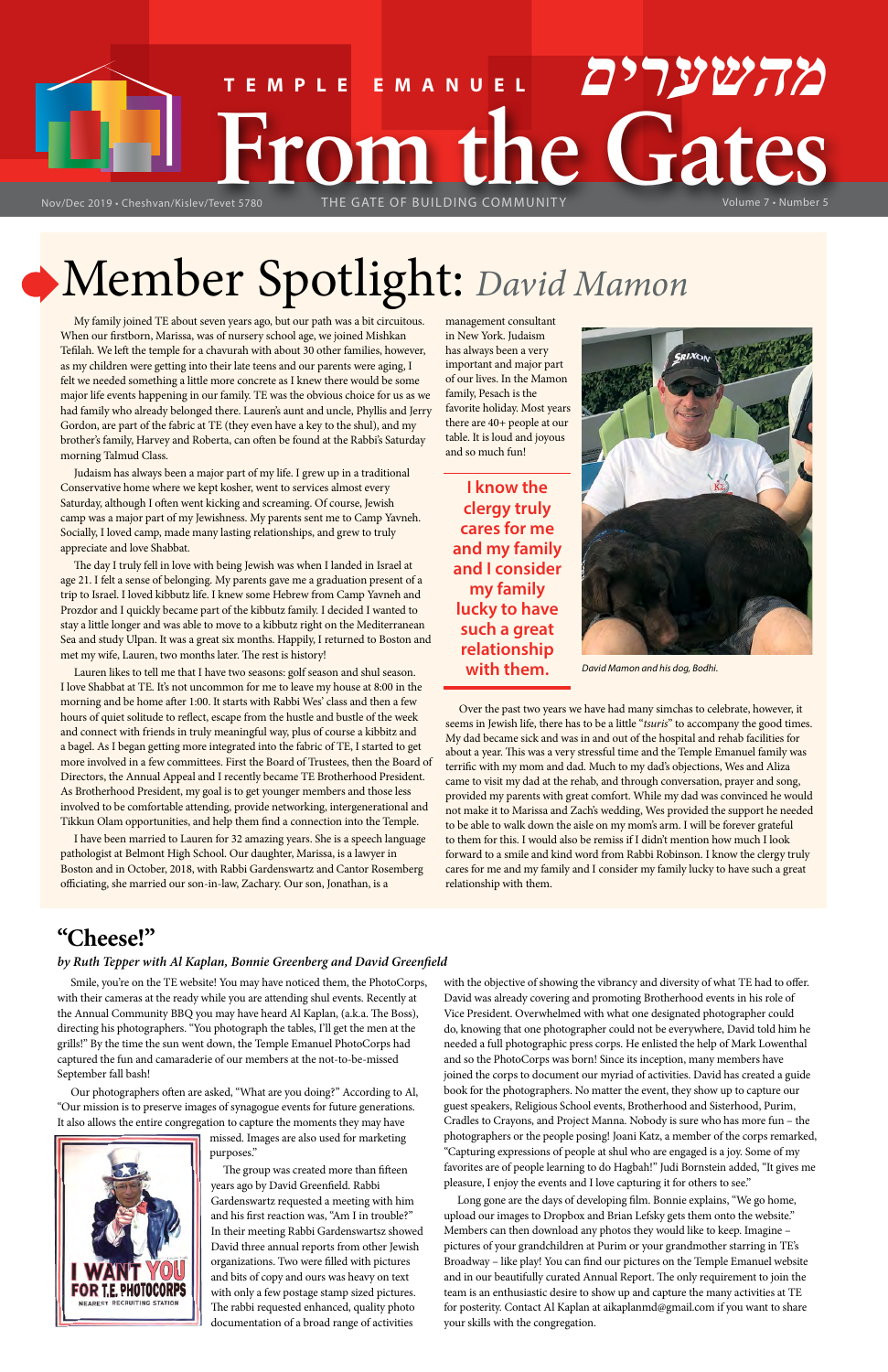# TEMPLE EMANUEL From the Gates מהשערים

Nov/Dec 2019 • Cheshvan/Kislev/Tevet 5780

THE GATE OF BUILDING COMMUNITY

Volume 7 • Number 5

## Member Spotlight: *David Mamon*

My family joined TE about seven years ago, but our path was a bit circuitous. When our firstborn, Marissa, was of nursery school age, we joined Mishkan Tefilah. We left the temple for a chavurah with about 30 other families, however, as my children were getting into their late teens and our parents were aging, I felt we needed something a little more concrete as I knew there would be some major life events happening in our family. TE was the obvious choice for us as we had family who already belonged there. Lauren's aunt and uncle, Phyllis and Jerry Gordon, are part of the fabric at TE (they even have a key to the shul), and my brother's family, Harvey and Roberta, can often be found at the Rabbi's Saturday morning Talmud Class.

Judaism has always been a major part of my life. I grew up in a traditional Conservative home where we kept kosher, went to services almost every Saturday, although I often went kicking and screaming. Of course, Jewish camp was a major part of my Jewishness. My parents sent me to Camp Yavneh. Socially, I loved camp, made many lasting relationships, and grew to truly appreciate and love Shabbat.

The day I truly fell in love with being Jewish was when I landed in Israel at age 21. I felt a sense of belonging. My parents gave me a graduation present of a trip to Israel. I loved kibbutz life. I knew some Hebrew from Camp Yavneh and Prozdor and I quickly became part of the kibbutz family. I decided I wanted to stay a little longer and was able to move to a kibbutz right on the Mediterranean Sea and study Ulpan. It was a great six months. Happily, I returned to Boston and met my wife, Lauren, two months later. The rest is history!

Lauren likes to tell me that I have two seasons: golf season and shul season. I love Shabbat at TE. It's not uncommon for me to leave my house at 8:00 in the morning and be home after 1:00. It starts with Rabbi Wes' class and then a few hours of quiet solitude to reflect, escape from the hustle and bustle of the week and connect with friends in truly meaningful way, plus of course a kibbitz and a bagel. As I began getting more integrated into the fabric of TE, I started to get more involved in a few committees. First the Board of Trustees, then the Board of Directors, the Annual Appeal and I recently became TE Brotherhood President. As Brotherhood President, my goal is to get younger members and those less involved to be comfortable attending, provide networking, intergenerational and Tikkun Olam opportunities, and help them find a connection into the Temple.

I have been married to Lauren for 32 amazing years. She is a speech language pathologist at Belmont High School. Our daughter, Marissa, is a lawyer in Boston and in October, 2018, with Rabbi Gardenswartz and Cantor Rosemberg officiating, she married our son-in-law, Zachary. Our son, Jonathan, is a management consultant in New York. Judaism has always been a very important and major part of our lives. In the Mamon family, Pesach is the favorite holiday. Most years there are 40+ people at our table. It is loud and joyous and so much fun!

> **I know the clergy truly cares for me and my family and I consider my family lucky to have such a great relationship with them.**

*David Mamon and his dog, Bodhi.*

Over the past two years we have had many simchas to celebrate, however, it seems in Jewish life, there has to be a little "*tsuris*" to accompany the good times. My dad became sick and was in and out of the hospital and rehab facilities for about a year. This was a very stressful time and the Temple Emanuel family was terrific with my mom and dad. Much to my dad's objections, Wes and Aliza came to visit my dad at the rehab, and through conversation, prayer and song, provided my parents with great comfort. While my dad was convinced he would not make it to Marissa and Zach's wedding, Wes provided the support he needed to be able to walk down the aisle on my mom's arm. I will be forever grateful to them for this. I would also be remiss if I didn't mention how much I look forward to a smile and kind word from Rabbi Robinson. I know the clergy truly cares for me and my family and I consider my family lucky to have such a great relationship with them.

## "Cheese!"

*by Ruth Tepper with Al Kaplan, Bonnie Greenberg and David Greenfield*

Smile, you're on the TE website! You may have noticed them, the PhotoCorps, with their cameras at the ready while you are attending shul events. Recently at the Annual Community BBQ you may have heard Al Kaplan, (a.k.a. The Boss), directing his photographers. "You photograph the tables, I'll get the men at the grills!" By the time the sun went down, the Temple Emanuel PhotoCorps had captured the fun and camaraderie of our members at the not-to-be-missed September fall bash!

Our photographers often are asked, "What are you doing?" According to Al, "Our mission is to preserve images of synagogue events for future generations. It also allows the entire congregation to capture the moments they may have missed. Images are also used for marketing purposes."

I WANT YOU FOR T.E. PHOTOCORPS — NEAREST RECRUITING STATION

The group was created more than fifteen years ago by David Greenfield. Rabbi Gardenswartz requested a meeting with him and his first reaction was, "Am I in trouble?" In their meeting Rabbi Gardenswartz showed David three annual reports from other Jewish organizations. Two were filled with pictures and bits of copy and ours was heavy on text with only a few postage stamp sized pictures. The rabbi requested enhanced, quality photo documentation of a broad range of activities with the objective of showing the vibrancy and diversity of what TE had to offer. David was already covering and promoting Brotherhood events in his role of Vice President. Overwhelmed with what one designated photographer could do, knowing that one photographer could not be everywhere, David told him he needed a full photographic press corps. He enlisted the help of Mark Lowenthal and so the PhotoCorps was born! Since its inception, many members have joined the corps to document our myriad of activities. David has created a guide book for the photographers. No matter the event, they show up to capture our guest speakers, Religious School events, Brotherhood and Sisterhood, Purim, Cradles to Crayons, and Project Manna. Nobody is sure who has more fun – the photographers or the people posing! Joani Katz, a member of the corps remarked, "Capturing expressions of people at shul who are engaged is a joy. Some of my favorites are of people learning to do Hagbah!" Judi Bornstein added, "It gives me pleasure, I enjoy the events and I love capturing it for others to see."

Long gone are the days of developing film. Bonnie explains, "We go home, upload our images to Dropbox and Brian Lefsky gets them onto the website." Members can then download any photos they would like to keep. Imagine – pictures of your grandchildren at Purim or your grandmother starring in TE's Broadway – like play! You can find our pictures on the Temple Emanuel website and in our beautifully curated Annual Report. The only requirement to join the team is an enthusiastic desire to show up and capture the many activities at TE for posterity. Contact Al Kaplan at aikaplanmd@gmail.com if you want to share your skills with the congregation.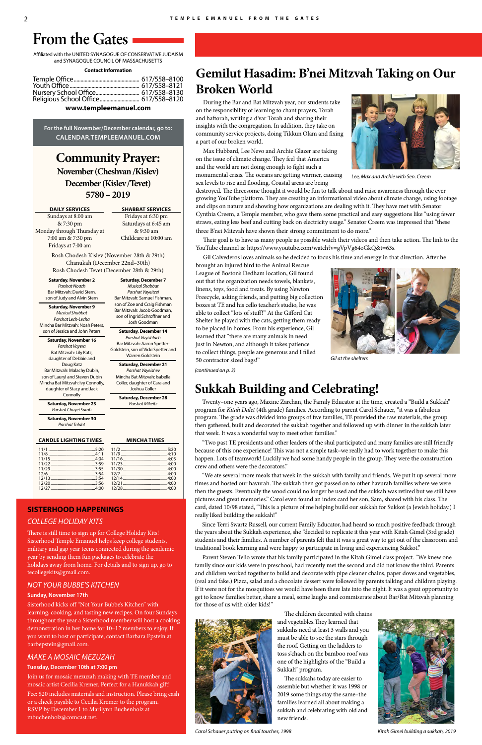# From the Gates

Affiliated with the UNITED SYNAGOGUE OF CONSERVATIVE JUDAISM and SYNAGOGUE COUNCIL OF MASSACHUSETTS

**Contact Information**

Temple Office ................ 617/558–8100
Youth Office ................ 617/558–8121
Nursery School Office ................ 617/558–8130
Religious School Office ................ 617/558–8120

**www.templeemanuel.com**

For the full November/December calendar, go to: CALENDAR.TEMPLEEMANUEL.COM

## Community Prayer:

### November (Cheshvan /Kislev) December (Kislev /Tevet) 5780 – 2019

**DAILY SERVICES**

Sundays at 8:00 am & 7:30 pm
Monday through Thursday at 7:00 am & 7:30 pm
Fridays at 7:00 am

**SHABBAT SERVICES**

Fridays at 6:30 pm
Saturdays at 6:45 am & 9:30 am
Childcare at 10:00 am

Rosh Chodesh Kislev (November 28th & 29th)
Chanukah (December 22nd–30th)
Rosh Chodesh Tevet (December 28th & 29th)

**Saturday, November 2**
*Parshat Noach*
Bar Mitzvah: David Stern, son of Judy and Alvin Stern

**Saturday, November 9**
*Musical Shabbat*
*Parshat Lech-Lecha*
Mincha Bar Mitzvah: Noah Peters, son of Jessica and John Peters

**Saturday, November 16**
*Parshat Vayera*
Bat Mitzvah: Lily Katz, daughter of Debbie and Doug Katz
Bar Mitzvah: Malachy Dubin, son of Lauryl and Steven Dubin
Mincha Bat Mitzvah: Ivy Connolly, daughter of Stacy and Jack Connolly

**Saturday, November 23**
*Parshat Chayei Sarah*

**Saturday, November 30**
*Parshat Toldot*

**Saturday, December 7**
*Musical Shabbat*
*Parshat Vayeitzei*
Bar Mitzvah: Samuel Fishman, son of Zoe and Craig Fishman
Bar Mitzvah: Jacob Goodman, son of Ingrid Schroffner and Josh Goodman

**Saturday, December 14**
*Parshat Vayishlach*
Bar Mitzvah: Aaron Spetter-Goldstein, son of Vicki Spetter and Warren Goldstein

**Saturday, December 21**
*Parshat Vayeishev*
Mincha Bat Mitzvah: Isabella Coller, daughter of Cara and Joshua Coller

**Saturday, December 28**
*Parshat Mikeitz*

| CANDLE LIGHTING TIMES | | MINCHA TIMES | |
|---|---|---|---|
| 11/1 | 5:20 | 11/2 | 5:20 |
| 11/8 | 4:11 | 11/9 | 4:10 |
| 11/15 | 4:04 | 11/16 | 4:05 |
| 11/22 | 3:59 | 11/23 | 4:00 |
| 11/29 | 3:55 | 11/30 | 4:00 |
| 12/6 | 3:54 | 12/7 | 4:00 |
| 12/13 | 3:54 | 12/14 | 4:00 |
| 12/20 | 3:56 | 12/21 | 4:00 |
| 12/27 | 4:00 | 12/28 | 4:00 |

## SISTERHOOD HAPPENINGS

### *COLLEGE HOLIDAY KITS*

There is still time to sign up for College Holiday Kits! Sisterhood Temple Emanuel helps keep college students, military and gap year teens connected during the academic year by sending them fun packages to celebrate the holidays away from home. For details and to sign up, go to tecollegekits@gmail.com.

### *NOT YOUR BUBBE'S KITCHEN*

**Sunday, November 17th**

Sisterhood kicks off "Not Your Bubbe's Kitchen" with learning, cooking, and tasting new recipes. On four Sundays throughout the year a Sisterhood member will host a cooking demonstration in her home for 10–12 members to enjoy. If you want to host or participate, contact Barbara Epstein at barbepstein@gmail.com.

### *MAKE A MOSAIC MEZUZAH*

**Tuesday, December 10th at 7:00 pm**

Join us for mosaic mezuzah making with TE member and mosaic artist Cecilia Kremer. Perfect for a Hanukkah gift!

Fee: $20 includes materials and instruction. Please bring cash or a check payable to Cecilia Kremer to the program. RSVP by December 1 to Marilynn Buchenholz at mbuchenholz@comcast.net.

# Gemilut Hasadim: B'nei Mitzvah Taking on Our Broken World

During the Bar and Bat Mitzvah year, our students take on the responsibility of learning to chant prayers, Torah and haftorah, writing a d'var Torah and sharing their insights with the congregation. In addition, they take on community service projects, doing Tikkun Olam and fixing a part of our broken world.

Max Hubbard, Lee Nevo and Archie Glazer are taking on the issue of climate change. They feel that America and the world are not doing enough to fight such a monumental crisis. The oceans are getting warmer, causing sea levels to rise and flooding. Coastal areas are being destroyed. The threesome thought it would be fun to talk about and raise awareness through the ever growing YouTube platform. They are creating an informational video about climate change, using footage and clips on nature and showing how organizations are dealing with it. They have met with Senator Cynthia Creem, a Temple member, who gave them some practical and easy suggestions like "using fewer straws, eating less beef and cutting back on electricity usage." Senator Creem was impressed that "these three B'nei Mitzvah have shown their strong commitment to do more."

*Lee, Max and Archie with Sen. Creem*

Their goal is to have as many people as possible watch their videos and then take action. The link to the YouTube channel is: https://www.youtube.com/watch?v=gVpVg64oGkQ&t=63s.

Gil Calvederos loves animals so he decided to focus his time and energy in that direction. After he brought an injured bird to the Animal Rescue League of Boston's Dedham location, Gil found out that the organization needs towels, blankets, linens, toys, food and treats. By using Newton Freecycle, asking friends, and putting big collection boxes at TE and his cello teacher's studio, he was able to collect "lots of stuff!" At the Gifford Cat Shelter he played with the cats, getting them ready to be placed in homes. From his experience, Gil learned that "there are many animals in need just in Newton, and although it takes patience to collect things, people are generous and I filled 50 contractor sized bags!"

*Gil at the shelters*

*(continued on p. 3)*

# Sukkah Building and Celebrating!

Twenty–one years ago, Maxine Zarchan, the Family Educator at the time, created a "Build a Sukkah" program for *Kitah Dalet* (4th grade) families. According to parent Carol Schauer, "it was a fabulous program. The grade was divided into groups of five families, TE provided the raw materials, the group then gathered, built and decorated the sukkah together and followed up with dinner in the sukkah later that week. It was a wonderful way to meet other families."

"Two past TE presidents and other leaders of the shul participated and many families are still friendly because of this one experience! This was not a simple task–we really had to work together to make this happen. Lots of teamwork! Luckily we had some handy people in the group. They were the construction crew and others were the decorators."

"We ate several more meals that week in the sukkah with family and friends. We put it up several more times and hosted our havurah. The sukkah then got passed on to other havurah families where we were then the guests. Eventually the wood could no longer be used and the sukkah was retired but we still have pictures and great memories." Carol even found an index card her son, Sam, shared with his class. The card, dated 10/98 stated, "This is a picture of me helping build our sukkah for Sukkot (a Jewish holiday.) I really liked building the sukkah!"

Since Terri Swartz Russell, our current Family Educator, had heard so much positive feedback through the years about the Sukkah experience, she "decided to replicate it this year with Kitah Gimel (3rd grade) students and their families. A number of parents felt that it was a great way to get out of the classroom and traditional book learning and were happy to participate in living and experiencing Sukkot."

Parent Steven Telio wrote that his family participated in the Kitah Gimel class project. "We knew one family since our kids were in preschool, had recently met the second and did not know the third. Parents and children worked together to build and decorate with pipe cleaner chains, paper doves and vegetables, (real and fake.) Pizza, salad and a chocolate dessert were followed by parents talking and children playing. If it were not for the mosquitoes we would have been there late into the night. It was a great opportunity to get to know families better, share a meal, some laughs and commiserate about Bar/Bat Mitzvah planning for those of us with older kids!"

The children decorated with chains and vegetables.They learned that sukkahs need at least 3 walls and you must be able to see the stars through the roof. Getting on the ladders to toss s'chach on the bamboo roof was one of the highlights of the "Build a Sukkah" program.

The sukkahs today are easier to assemble but whether it was 1998 or 2019 some things stay the same–the families learned all about making a sukkah and celebrating with old and new friends.

*Carol Schauer putting on final touches, 1998*

*Kitah Gimel building a sukkah, 2019*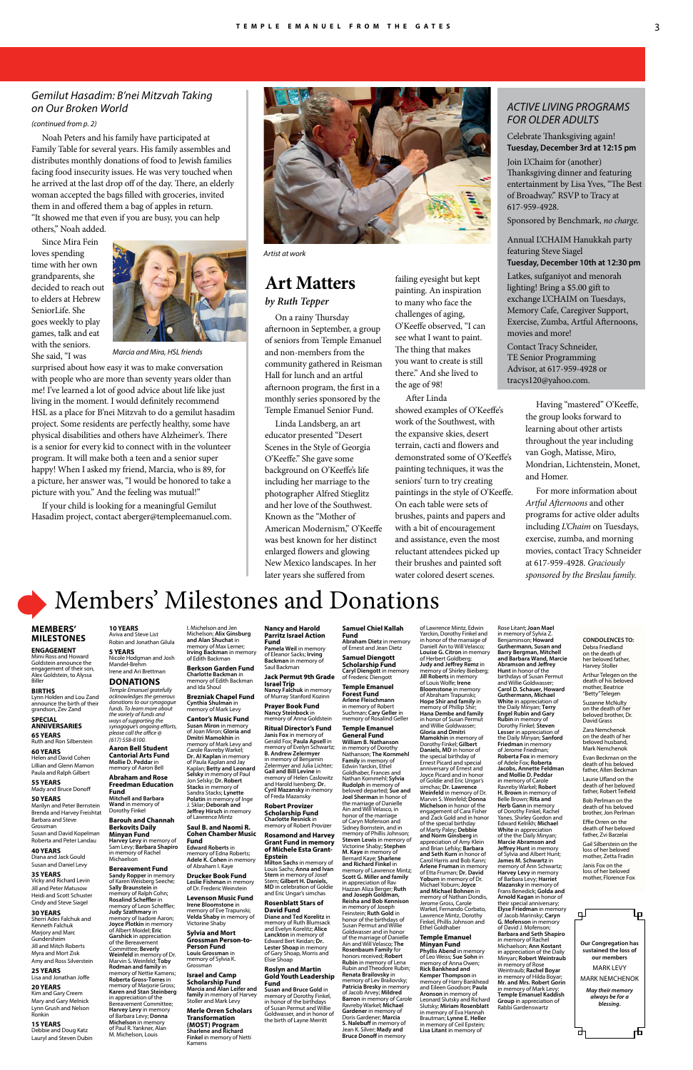## *Gemilut Hasadim: B'nei Mitzvah Taking on Our Broken World*

*(continued from p. 2)*

Noah Peters and his family have participated at Family Table for several years. His family assembles and distributes monthly donations of food to Jewish families facing food insecurity issues. He was very touched when he arrived at the last drop off of the day. There, an elderly woman accepted the bags filled with groceries, invited them in and offered them a bag of apples in return. "It showed me that even if you are busy, you can help others," Noah added.

Since Mira Fein loves spending time with her own grandparents, she decided to reach out to elders at Hebrew SeniorLife. She goes weekly to play games, talk and eat with the seniors. She said, "I was surprised about how easy it was to make conversation with people who are more than seventy years older than me! I've learned a lot of good advice about life like just living in the moment. I would definitely recommend HSL as a place for B'nei Mitzvah to do a gemilut hasadim project. Some residents are perfectly healthy, some have physical disabilities and others have Alzheimer's. There is a senior for every kid to connect with in the volunteer program. It will make both a teen and a senior super happy! When I asked my friend, Marcia, who is 89, for a picture, her answer was, "I would be honored to take a picture with you." And the feeling was mutual!"

*Marcia and Mira, HSL friends*

If your child is looking for a meaningful Gemilut Hasadim project, contact aberger@templeemanuel.com.

*Artist at work*

# Art Matters

*by Ruth Tepper*

On a rainy Thursday afternoon in September, a group of seniors from Temple Emanuel and non-members from the community gathered in Reisman Hall for lunch and an artful afternoon program, the first in a monthly series sponsored by the Temple Emanuel Senior Fund.

Linda Landsberg, an art educator presented "Desert Scenes in the Style of Georgia O'Keeffe." She gave some background on O'Keeffe's life including her marriage to the photographer Alfred Stieglitz and her love of the Southwest. Known as the "Mother of American Modernism," O'Keeffe was best known for her distinct enlarged flowers and glowing New Mexico landscapes. In her later years she suffered from failing eyesight but kept painting. An inspiration to many who face the challenges of aging, O'Keeffe observed, "I can see what I want to paint. The thing that makes you want to create is still there." And she lived to the age of 98!

After Linda showed examples of O'Keeffe's work of the Southwest, with the expansive skies, desert terrain, cacti and flowers and demonstrated some of O'Keeffe's painting techniques, it was the seniors' turn to try creating paintings in the style of O'Keeffe. On each table were sets of brushes, paints and papers and with a bit of encouragement and assistance, even the most reluctant attendees picked up their brushes and painted soft water colored desert scenes.

Having "mastered" O'Keeffe, the group looks forward to learning about other artists throughout the year including van Gogh, Matisse, Miro, Mondrian, Lichtenstein, Monet, and Homer.

For more information about *Artful Afternoons* and other programs for active older adults including *L'Chaim* on Tuesdays, exercise, zumba, and morning movies, contact Tracy Schneider at 617-959-4928. *Graciously sponsored by the Breslau family.*

## *ACTIVE LIVING PROGRAMS FOR OLDER ADULTS*

Celebrate Thanksgiving again!
**Tuesday, December 3rd at 12:15 pm**

Join L'Chaim for (another) Thanksgiving dinner and featuring entertainment by Lisa Yves, "The Best of Broadway." RSVP to Tracy at 617-959-4928.

Sponsored by Benchmark, *no charge.*

Annual L'CHAIM Hanukkah party featuring Steve Siagel
**Tuesday, December 10th at 12:30 pm**

Latkes, sufganiyot and menorah lighting! Bring a $5.00 gift to exchange L'CHAIM on Tuesdays, Memory Cafe, Caregiver Support, Exercise, Zumba, Artful Afternoons, movies and more!

Contact Tracy Schneider, TE Senior Programming Advisor, at 617-959-4928 or tracys120@yahoo.com.

# Members' Milestones and Donations

## MEMBERS' MILESTONES

**ENGAGEMENT**
Mimi Ross and Howard Goldstein announce the engagement of their son, Alex Goldstein, to Alyssa Biller

**BIRTHS**
Lynn Holden and Lou Zand announce the birth of their grandson, Zev Zand

**SPECIAL ANNIVERSARIES**

**65 YEARS**
Ruth and Ron Silberstein

**60 YEARS**
Helen and David Cohen
Lillian and Glenn Mamon
Paula and Ralph Gilbert

**55 YEARS**
Mady and Bruce Donoff

**50 YEARS**
Marilyn and Peter Bernstein
Brenda and Harvey Freishtat
Barbara and Steve Grossman
Susan and David Kopelman
Roberta and Peter Landau

**40 YEARS**
Diana and Jack Gould
Susan and Daniel Levy

**35 YEARS**
Vicky and Richard Levin
Jill and Peter Matusow
Heidi and Scott Schuster
Cindy and Steve Siagel

**30 YEARS**
Sherri Ades Falchuk and Kenneth Falchuk
Marjory and Marc Gundersheim
Jill and Mitch Roberts
Myra and Mort Zisk
Amy and Ross Silverstein

**25 YEARS**
Lisa and Jonathan Joffe

**20 YEARS**
Kim and Gary Creem
Mary and Gary Melnick
Lynn Grush and Nelson Ronkin

**15 YEARS**
Debbie and Doug Katz
Lauryl and Steven Dubin

**10 YEARS**
Aviva and Steve List
Robin and Jonathan Gilula

**5 YEARS**
Nicole Hodgman and Josh Mandel-Brehm
Irene and Ari Brettman

## DONATIONS

*Temple Emanuel gratefully acknowledges the generous donations to our synagogue funds. To learn more about the variety of funds and ways of supporting the synagogue's ongoing efforts, please call the office @ (617) 558-8100.*

**Aaron Bell Student Cantorial Arts Fund**
**Mollie D. Peddar** in memory of Aaron Bell

**Abraham and Rose Freedman Education Fund**
**Mitchell and Barbara Wand** in memory of Dorothy Finkel

**Barouh and Channah Berkovits Daily Minyan Fund**
**Harvey Levy** in memory of Sam Levy; **Barbara Shapiro** in memory of Rachel Michaelson

**Bereavement Fund**
**Sandy Ropper** in memory of Karen Weisberg Seeche; **Sally Braunstein** in memory of Ralph Cohn; **Rosalind Scheffler** in memory of Leon Scheffler; **Judy Szathmary** in memory of Isadore Aaron; **Joyce Plotkin** in memory of Albert Moidel; **Eric Garshick** in appreciation of the Bereavement Committee; **Beverly Weinfeld** in memory of Dr. Marvin S. Weinfeld; **Toby Rodman and family** in memory of Nettie Kamens; **Roberta Gross-Torres** in memory of Marjorie Gross; **Karen and Stan Steinberg** in appreciation of the Bereavement Committee; **Harvey Levy** in memory of Barbara Levy; **Donna Michelson** in memory of Paul R. Yankner, Alan M. Michelson, Louis I. Michelson and Jen Michelson; **Alix Ginsburg and Alan Shuchat** in memory of Max Lerner; **Irving Backman** in memory of Edith Backman

**Berkson Garden Fund**
**Charlotte Backman** in memory of Edith Backman and Ida Shoul

**Brezniak Chapel Fund**
**Cynthia Shulman** in memory of Mark Levy

**Cantor's Music Fund**
**Susan Miron** in memory of Joan Miron; **Gloria and Dmitri Mamokhin** in memory of Mark Levy and Carole Ravreby Warkel; **Dr. Al Kaplan** in memory of Paula Kaplan and Jay Kaplan; **Betty and Leonard Selsky** in memory of Paul Jon Selsky; **Dr. Robert Stacks** in memory of Sandra Stacks; **Lynette Polatin** in memory of Inge J. Sklar; **Deborah and Jeffrey Hirsch** in memory of Lawrence Mintz

**Saul B. and Naomi R. Cohen Chamber Music Fund**
**Edward Roberts** in memory of Edna Roberts; **Adele K. Cohen** in memory of Abraham I. Kaye

**Drucker Book Fund**
**Leslie Fishman** in memory of Dr. Frederic Weinstein

**Levenson Music Fund**
**Irene Bloomstone** in memory of Eve Trapunski; **Velda Shaby** in memory of Victorine Shaby

**Sylvia and Mort Grossman Person-to-Person Fund**
**Louis Grossman** in memory of Sylvia K. Grossman

**Israel and Camp Scholarship Fund**
**Marcia and Alan Leifer and family** in memory of Harvey Stoller and Mark Levy

**Merle Orren Scholars Transformation (MOST) Program**
**Sharlene and Richard Finkel** in memory of Netti Kamens

**Nancy and Harold Parritz Israel Action Fund**
**Pamela Weil** in memory of Eleanor Sacks; **Irving Backman** in memory of Saul Backman

**Jack Permut 9th Grade Israel Trip**
**Nancy Falchuk** in memory of Murray Stanford Kozinn

**Prayer Book Fund**
**Nancy Steinbock** in memory of Anna Goldstein

**Ritual Director's Fund**
**Janis Fox** in memory of Gerald Fox; **Paula Apsell** in memory of Evelyn Schwartz; **B. Andrew Zelermyer** in memory of Benjamin Zelermyer and Julia Lichter; **Gail and Bill Levine** in memory of Helen Caslowitz and Harold Isenberg; **Dr. Cyril Mazansky** in memory of Freda Mazansky

**Robert Provizer Scholarship Fund**
**Charlotte Resnick** in memory of Robert Provizer

**Rosamond and Harvey Grant Fund in memory of Michele Esta Grant-Epstein**
**Milton Sachs** in memory of Louis Sachs; **Anna and Ivan Stern** in memory of Josef Stern; **Gilbert H. Daniels, MD** in celebration of Goldie and Eric Ungar's simchas

**Rotenbach Stars of David Fund**
**Diane and Ted Korelitz** in memory of Ruth Blumsack and Evelyn Korelitz; **Alice Lanckton** in memory of Edward Bert Keidan; **Dr. Lester Shoap** in memory of Gary Shoap, Morris and Elsie Shoap

**Roslyn and Martin Gold Youth Leadership Fund**
**Susan and Bruce Gold** in memory of Dorothy Finkel, in honor of the birthdays of Susan Permut and Willie Goldwasser, and in honor of the birth of Layne Merritt

**Samuel Chiel Kallah Fund**
**Abraham Dietz** in memory of Ernest and Jean Dietz

**Samuel Diengott Scholarship Fund**
**Caryl Diengott** in memory of Frederic Diengott

**Temple Emanuel Forest Fund**
**Arlene Fleischmann** in memory of Robert Suchman; **Cary Geller** in memory of Rosalind Geller

**Temple Emanuel General Fund**
**William B. Nathanson** in memory of Dorothy Nathanson; **The Kornmehl Family** in memory of Edwin Yarckin, Ethel Goldhaber, Frances and Nathan Kornmehl; **Sylvia Rudolph** in memory of beloved departed; **Sue and Joel Sherman** in honor of the marriage of Danielle Ain and Will Velasco, in honor of the marriage of Caryn Mofenson and Sidney Bornstein, and in memory of Phillis Johnson; **Steven Lewis** in memory of Victorine Shaby; **Stephen M. Kaye** in memory of Bernard Kaye; **Sharlene and Richard Finkel** in memory of Lawrence Mintz; **Scott G. Miller and family** in appreciation of Rav Hazzan Aliza Berger; **Ruth and Joseph Goldman, Reisha and Bob Kennison** in memory of Joseph Feinstein; **Ruth Gold** in honor of the birthdays of Susan Permut and Willie Goldwasser and in honor of the marriage of Danielle Ain and Will Velasco; **The Rosenbaum Family** for honors received; **Robert Rubin** in memory of Lena Rubin and Theodore Rubin; **Renata Brailovsky** in memory of Lev Brailovsky; **Patricia Bresky** in memory of Jacob Arvey; **Mildred Barron** in memory of Carole Raveby Warkel; **Michael Gardener** in memory of Doris Gardener; **Marcia S. Nalebuff** in memory of Jean K. Silver; **Mady and Bruce Donoff** in memory of Lawrence Mintz, Edwin Yarckin, Dorothy Finkel and in honor of the marriage of Daniell Ain to Will Velasco; **Louise G. Citron** in memory of Herbert Goldberg; **Judy and Jeffrey Remz** in memory of Shirley Bieiberg; **Jill Roberts** in memory of Louis Wolfe; **Irene Bloomstone** in memory of Abraham Trapunski; **Hope Shir and family** in memory of Phillip Shir; **Hana Dembe and family** in honor of Susan Permut and Willie Goldwasser; **Gloria and Dmitri Mamokhin** in memory of Dorothy Finkel; **Gilbert Daniels, MD** in honor of the special birthday of Ernest Picard and special anniversary of Ernest and Joyce Picard and in honor of Goldie and Eric Ungar's simchas; **Dr. Lawrence Weinfeld** in memory of Dr. Marvin S. Weinfeld; **Donna Michelson** in honor of the engagement of Cara Fisher and Zack Gold and in honor of the special birthday of Marty Paley; **Debbie and Norm Ginsberg** in memory of Amy Klein and Brian Lefsky; **Barbara and Seth Kurn** in honor of Carol Harris and Bob Kann; **Arlene Fruman** in memory of Etta Fruman; **Dr. David Yoburn** in memory of Dr. Michael Yoburn; **Joyce and Michael Bohnen** in memory of Nathan Dondis, Jerome Gross, Carole Warkel, Fernando Corbato, Lawrence Mintz, Dorothy Finkel, Phillis Johnson and Ethel Goldhaber

**Temple Emanuel Minyan Fund**
**Phyllis Abend** in memory of Leo Weiss; **Sue Sohn** in memory of Anna Owen; **Rick Bankhead and Kemper Thompson** in memory of Harry Bankhead and Eileen Goodson; **Paula Aronson** in memory of Leonard Slutsky and Richard Slutsky; **Miriam Rosenblatt** in memory of Eva Hannah Brautman; **Lynne E. Heller** in memory of Ceil Epstein; **Lisa Litant** in memory of Rose Litant; **Joan Mael** in memory of Sylvia Z. Benjaminson; **Howard Gutherman, Susan and Barry Bergman, Mitchell and Barbara Wand, Marcie Abramson and Jeffrey Hunt** in honor of the birthdays of Susan Permut and Willie Goldwasser; **Carol D. Schauer, Howard Gutherman, Michael White** in appreciation of the Daily Minyan; **Terry Engel Rubin and Gary Rubin** in memory of Dorothy Finkel; **Steven Lesser** in appreciation of the Daily Minyan; **Sanford Friedman** in memory of Jerome Friedman; **Roberta Fox** in memory of Adele Fox; **Roberta Jacobs, Annette Feldman and Mollie D. Peddar** in memory of Carole Ravreby Warkel; **Robert H. Brown** in memory of Belle Brown; **Rita and Herb Gamm** in memory of Dorothy Finkel, Rachel Yanes, Shirley Gordon and Edward Kelnikh; **Michael White** in appreciation of the of the Daily Minyan; **Marcie Abramson and Jeffrey Hunt** in memory of Sylvia and Albert Hunt; **James M. Schwartz** in memory of Ann Schwartz; **Harvey Levy** in memory of Barbara Levy; **Harriet Mazansky** in memory of Frans Benedick; **Golda and Arnold Kagan** in honor of their special anniversary; **Elyse Friedman** in memory of Jacob Marinsky; **Caryn G. Mofenson** in memory of David J. Mofenson; **Barbara and Seth Shapiro** in memory of Rachel Michaelson; **Ann Kostant** in appreciation of the Daily Minyan; **Robert Weintraub** in memory of Rose Weintraub; **Rachel Boyar** in memory of Hilda Boyar; **Mr. and Mrs. Robert Gorin** in memory of Mark Levy; **Temple Emanuel Kaddish Group** in appreciation of Rabbi Gardenswartz

**CONDOLENCES TO:**
Debra Friedland on the death of her beloved father, Harvey Stoller

Arthur Telegen on the death of his beloved mother, Beatrice "Betty" Telegen

Suzanne McNulty on the death of her beloved brother, Dr. David Grass

Zara Nemchenok on the death of her beloved husband, Mark Nemchenok

Evan Beckman on the death of his beloved father, Allen Beckman

Laurie Ufland on the death of her beloved father, Robert Teifield

Bob Perlman on the death of his beloved brother, Jon Perlman

Effie Orren on the death of her beloved father, Zvi Barzelai

Gail Silberstein on the loss of her beloved mother, Zetta Fradin

Janis Fox on the loss of her beloved mother, Florence Fox

**Our Congregation has sustained the loss of our members**

MARK LEVY
MARK NEMCHENOK

***May their memory always be for a blessing.***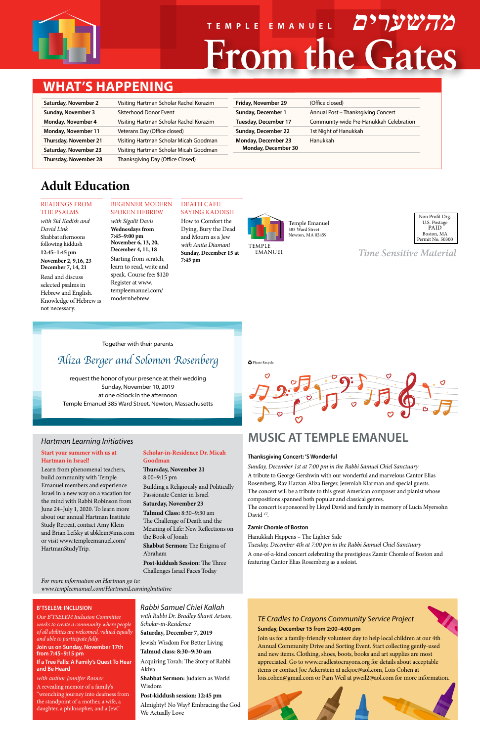TEMPLE EMANUEL מהשערים

# From the Gates

## WHAT'S HAPPENING

| | |
|---|---|
| **Saturday, November 2** | Visiting Hartman Scholar Rachel Korazim |
| **Sunday, November 3** | Sisterhood Donor Event |
| **Monday, November 4** | Visiting Hartman Scholar Rachel Korazim |
| **Monday, November 11** | Veterans Day (Office closed) |
| **Thursday, November 21** | Visiting Hartman Scholar Micah Goodman |
| **Saturday, November 23** | Visiting Hartman Scholar Micah Goodman |
| **Thursday, November 28** | Thanksgiving Day (Office Closed) |
| **Friday, November 29** | (Office closed) |
| **Sunday, December 1** | Annual Post – Thanksgiving Concert |
| **Tuesday, December 17** | Community-wide Pre-Hanukkah Celebration |
| **Sunday, December 22** | 1st Night of Hanukkah |
| **Monday, December 23 Monday, December 30** | Hanukkah |

## Adult Education

### READINGS FROM THE PSALMS

*with Sid Kadish and David Link*

Shabbat afternoons following kiddush

**12:45–1:45 pm**

**November 2, 9,16, 23 December 7, 14, 21**

Read and discuss selected psalms in Hebrew and English. Knowledge of Hebrew is not necessary.

### BEGINNER MODERN SPOKEN HEBREW

*with Sigalit Davis*

**Wednesdays from 7:45–9:00 pm November 6, 13, 20, December 4, 11, 18**

Starting from scratch, learn to read, write and speak. Course fee: $120 Register at www.templeemanuel.com/modernhebrew

### DEATH CAFE: SAYING KADDISH

How to Comfort the Dying, Bury the Dead and Mourn as a Jew

*with Anita Diamant*

**Sunday, December 15 at 7:45 pm**

Temple Emanuel
385 Ward Street
Newton, MA 02459

TEMPLE EMANUEL

Non Profit Org.
U.S. Postage
PAID
Boston, MA
Permit No. 50300

*Time Sensitive Material*

Together with their parents

*Aliza Berger and Solomon Rosenberg*

request the honor of your presence at their wedding
Sunday, November 10, 2019
at one o'clock in the afternoon
Temple Emanuel 385 Ward Street, Newton, Massachusetts

Please Recycle.

## *Hartman Learning Initiatives*

**Start your summer with us at Hartman in Israel!**

Learn from phenomenal teachers, build community with Temple Emanuel members and experience Israel in a new way on a vacation for the mind with Rabbi Robinson from June 24–July 1, 2020. To learn more about our annual Hartman Institute Study Retreat, contact Amy Klein and Brian Lefsky at abklein@inis.com or visit www.templeemanuel.com/HartmanStudyTrip.

**Scholar-in-Residence Dr. Micah Goodman**

**Thursday, November 21**
8:00–9:15 pm
Building a Religiously and Politically Passionate Center in Israel

**Saturday, November 23**

**Talmud Class:** 8:30–9:30 am
The Challenge of Death and the Meaning of Life: New Reflections on the Book of Jonah

**Shabbat Sermon:** The Enigma of Abraham

**Post-kiddush Session:** The Three Challenges Israel Faces Today

*For more information on Hartman go to: www.templeemanuel.com/HartmanLearningInitiative*

## MUSIC AT TEMPLE EMANUEL

**Thanksgiving Concert: 'S Wonderful**

*Sunday, December 1st at 7:00 pm in the Rabbi Samuel Chiel Sanctuary*

A tribute to George Gershwin with our wonderful and marvelous Cantor Elias Rosemberg, Rav Hazzan Aliza Berger, Jeremiah Klarman and special guests. The concert will be a tribute to this great American composer and pianist whose compositions spanned both popular and classical genres.
The concert is sponsored by Lloyd David and family in memory of Lucia Myersohn David ז״ל.

**Zamir Chorale of Boston**

Hanukkah Happens – The Lighter Side
*Tuesday, December 4th at 7:00 pm in the Rabbi Samuel Chiel Sanctuary*

A one-of-a-kind concert celebrating the prestigious Zamir Chorale of Boston and featuring Cantor Elias Rosemberg as a soloist.

### B'TSELEM: INCLUSION

*Our B'TSELEM Inclusion Committee works to create a community where people of all abilities are welcomed, valued equally and able to participate fully.*

**Join us on Sunday, November 17th from 7:45–9:15 pm**

**If a Tree Falls: A Family's Quest To Hear and Be Heard**

*with author Jennifer Rosner*

A revealing memoir of a family's "wrenching journey into deafness from the standpoint of a mother, a wife, a daughter, a philosopher, and a Jew."

### *Rabbi Samuel Chiel Kallah*

*with Rabbi Dr. Bradley Shavit Artson, Scholar-in-Residence*

**Saturday, December 7, 2019**

Jewish Wisdom For Better Living

**Talmud class: 8:30–9:30 am**

Acquiring Torah: The Story of Rabbi Akiva

**Shabbat Sermon:** Judaism as World Wisdom

**Post-kiddush session: 12:45 pm**

Almighty? No Way? Embracing the God We Actually Love

### *TE Cradles to Crayons Community Service Project*

**Sunday, December 15 from 2:00–4:00 pm**

Join us for a family-friendly volunteer day to help local children at our 4th Annual Community Drive and Sorting Event. Start collecting gently-used and new items. Clothing, shoes, boots, books and art supplies are most appreciated. Go to www.cradlestocrayons.org for details about acceptable items or contact Joe Ackerstein at ackjoe@aol.com, Lois Cohen at lois.cohen@gmail.com or Pam Weil at pweil2@aol.com for more information.